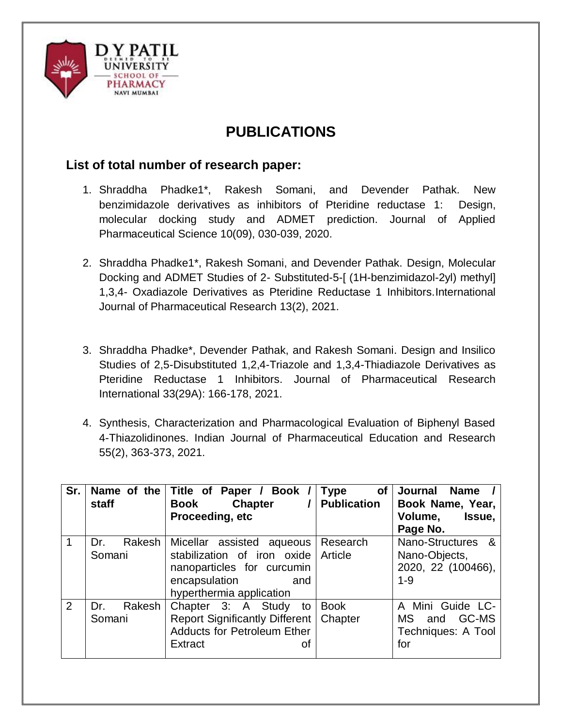# PUBLICATIONS

## List of total number of research paper:

1. Shraddha Phadke1*, Rakesh Somani, and Devender Pathak. New benzimidazole derivatives as inhibitors of Pteridine reductase 1: Design, molecular docking study and ADMET prediction. Journal of Applied Pharmaceutical Science 10(09), 030-039, 2020.

2. Shraddha Phadke1*, Rakesh Somani, and Devender Pathak. Design, Molecular Docking and ADMET Studies of 2- Substituted-5-[ (1H-benzimidazol-2yl) methyl] 1,3,4- Oxadiazole Derivatives as Pteridine Reductase 1 Inhibitors.International Journal of Pharmaceutical Research 13(2), 2021.

3. Shraddha Phadke*, Devender Pathak, and Rakesh Somani. Design and Insilico Studies of 2,5-Disubstituted 1,2,4-Triazole and 1,3,4-Thiadiazole Derivatives as Pteridine Reductase 1 Inhibitors. Journal of Pharmaceutical Research International 33(29A): 166-178, 2021.

4. Synthesis, Characterization and Pharmacological Evaluation of Biphenyl Based 4-Thiazolidinones. Indian Journal of Pharmaceutical Education and Research 55(2), 363-373, 2021.

| Sr. | Name of the staff | Title of Paper / Book / Book Chapter / Proceeding, etc | Type of Publication | Journal Name / Book Name, Year, Volume, Issue, Page No. |
|---|---|---|---|---|
| 1 | Dr. Rakesh Somani | Micellar assisted aqueous stabilization of iron oxide nanoparticles for curcumin encapsulation and hyperthermia application | Research Article | Nano-Structures & Nano-Objects, 2020, 22 (100466), 1-9 |
| 2 | Dr. Rakesh Somani | Chapter 3: A Study to Report Significantly Different Adducts for Petroleum Ether Extract of | Book Chapter | A Mini Guide LC-MS and GC-MS Techniques: A Tool for |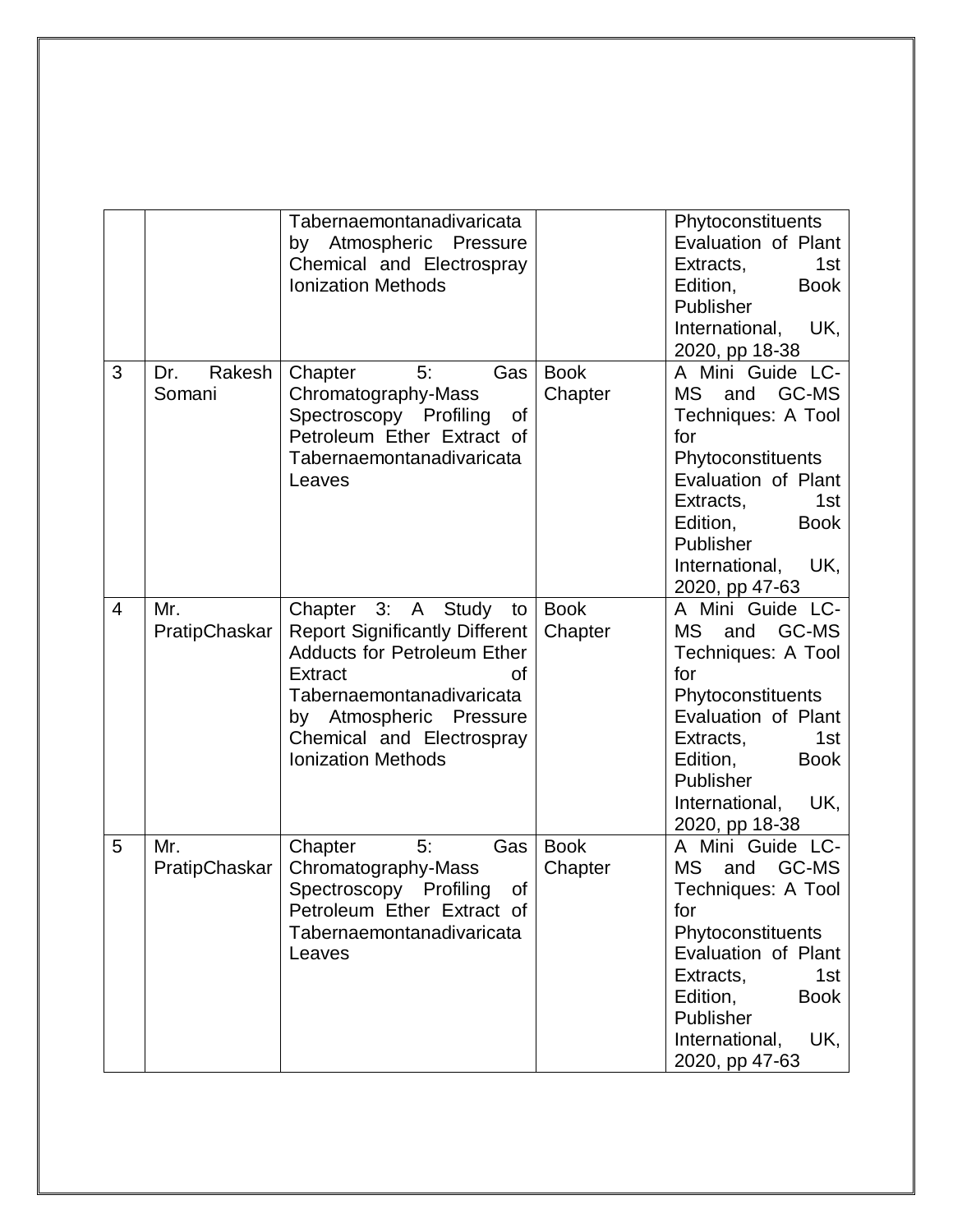|  |  | Tabernaemontanadivaricata by Atmospheric Pressure Chemical and Electrospray Ionization Methods |  | Phytoconstituents Evaluation of Plant Extracts, 1st Edition, Book Publisher International, UK, 2020, pp 18-38 |
|---|---|---|---|---|
| 3 | Dr. Rakesh Somani | Chapter 5: Gas Chromatography-Mass Spectroscopy Profiling of Petroleum Ether Extract of Tabernaemontanadivaricata Leaves | Book Chapter | A Mini Guide LC-MS and GC-MS Techniques: A Tool for Phytoconstituents Evaluation of Plant Extracts, 1st Edition, Book Publisher International, UK, 2020, pp 47-63 |
| 4 | Mr. PratipChaskar | Chapter 3: A Study to Report Significantly Different Adducts for Petroleum Ether Extract of Tabernaemontanadivaricata by Atmospheric Pressure Chemical and Electrospray Ionization Methods | Book Chapter | A Mini Guide LC-MS and GC-MS Techniques: A Tool for Phytoconstituents Evaluation of Plant Extracts, 1st Edition, Book Publisher International, UK, 2020, pp 18-38 |
| 5 | Mr. PratipChaskar | Chapter 5: Gas Chromatography-Mass Spectroscopy Profiling of Petroleum Ether Extract of Tabernaemontanadivaricata Leaves | Book Chapter | A Mini Guide LC-MS and GC-MS Techniques: A Tool for Phytoconstituents Evaluation of Plant Extracts, 1st Edition, Book Publisher International, UK, 2020, pp 47-63 |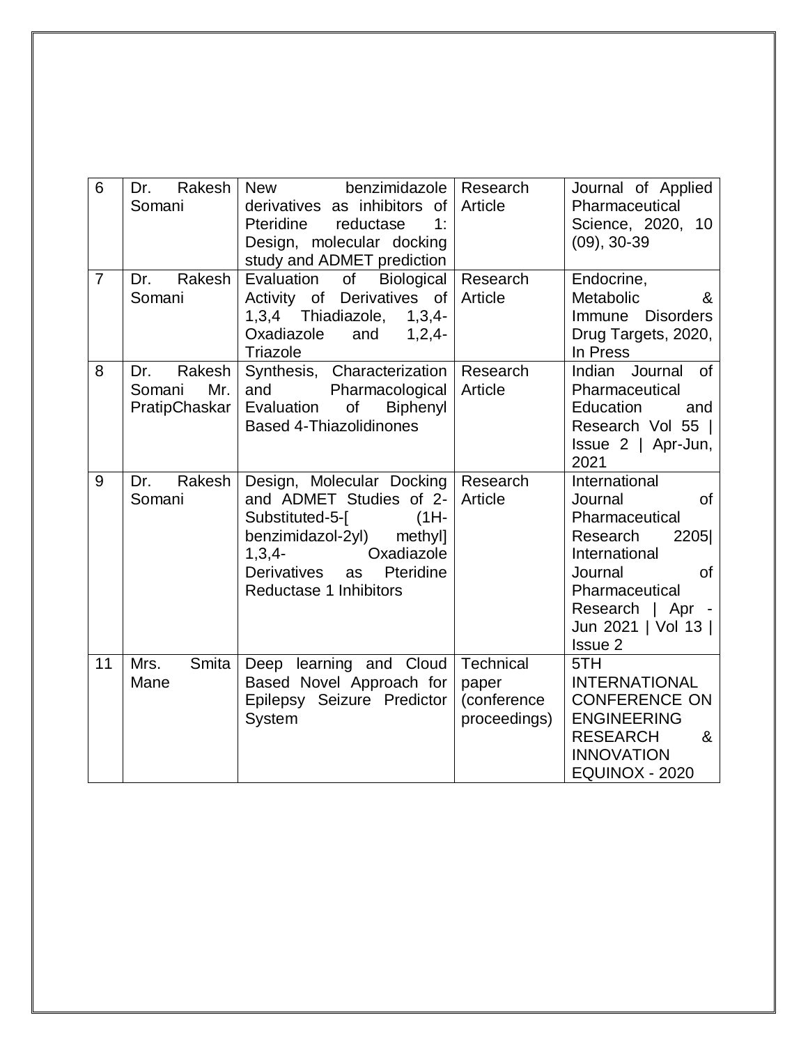| | | | | |
|---|---|---|---|---|
| 6 | Dr. Rakesh Somani | New benzimidazole derivatives as inhibitors of Pteridine reductase 1: Design, molecular docking study and ADMET prediction | Research Article | Journal of Applied Pharmaceutical Science, 2020, 10 (09), 30-39 |
| 7 | Dr. Rakesh Somani | Evaluation of Biological Activity of Derivatives of 1,3,4 Thiadiazole, 1,3,4-Oxadiazole and 1,2,4-Triazole | Research Article | Endocrine, Metabolic & Immune Disorders Drug Targets, 2020, In Press |
| 8 | Dr. Rakesh Somani Mr. PratipChaskar | Synthesis, Characterization and Pharmacological Evaluation of Biphenyl Based 4-Thiazolidinones | Research Article | Indian Journal of Pharmaceutical Education and Research Vol 55 \| Issue 2 \| Apr-Jun, 2021 |
| 9 | Dr. Rakesh Somani | Design, Molecular Docking and ADMET Studies of 2-Substituted-5-[ (1H-benzimidazol-2yl) methyl] 1,3,4- Oxadiazole Derivatives as Pteridine Reductase 1 Inhibitors | Research Article | International Journal of Pharmaceutical Research 2205\| International Journal of Pharmaceutical Research \| Apr - Jun 2021 \| Vol 13 \| Issue 2 |
| 11 | Mrs. Smita Mane | Deep learning and Cloud Based Novel Approach for Epilepsy Seizure Predictor System | Technical paper (conference proceedings) | 5TH INTERNATIONAL CONFERENCE ON ENGINEERING RESEARCH & INNOVATION EQUINOX - 2020 |